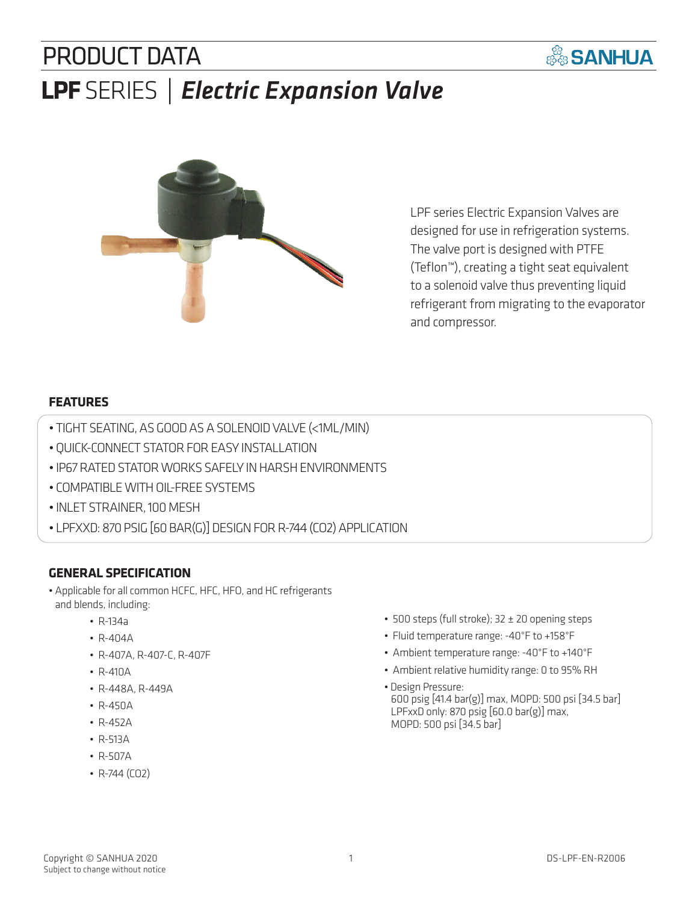# PRODUCT DATA

SANHUA

# **LPF** SERIES | *Electric Expansion Valve*

LPF series Electric Expansion Valves are designed for use in refrigeration systems. The valve port is designed with PTFE (Teflon™), creating a tight seat equivalent to a solenoid valve thus preventing liquid refrigerant from migrating to the evaporator and compressor.

## FEATURES

- TIGHT SEATING, AS GOOD AS A SOLENOID VALVE (<1ML/MIN)
- QUICK-CONNECT STATOR FOR EASY INSTALLATION
- IP67 RATED STATOR WORKS SAFELY IN HARSH ENVIRONMENTS
- COMPATIBLE WITH OIL-FREE SYSTEMS
- INLET STRAINER, 100 MESH
- LPFXXD: 870 PSIG [60 BAR(G)] DESIGN FOR R-744 ($CO_2$) APPLICATION

## GENERAL SPECIFICATION

- Applicable for all common HCFC, HFC, HFO, and HC refrigerants and blends, including:
    - R-134a
    - R-404A
    - R-407A, R-407-C, R-407F
    - R-410A
    - R-448A, R-449A
    - R-450A
    - R-452A
    - R-513A
    - R-507A
    - R-744 ($CO_2$)
- 500 steps (full stroke); 32 ± 20 opening steps
- Fluid temperature range: -40°F to +158°F
- Ambient temperature range: -40°F to +140°F
- Ambient relative humidity range: 0 to 95% RH
- Design Pressure:
  600 psig [41.4 bar(g)] max, MOPD: 500 psi [34.5 bar]
  LPFxxD only: 870 psig [60.0 bar(g)] max,
  MOPD: 500 psi [34.5 bar]

Copyright © SANHUA 2020
Subject to change without notice

DS-LPF-EN-R2006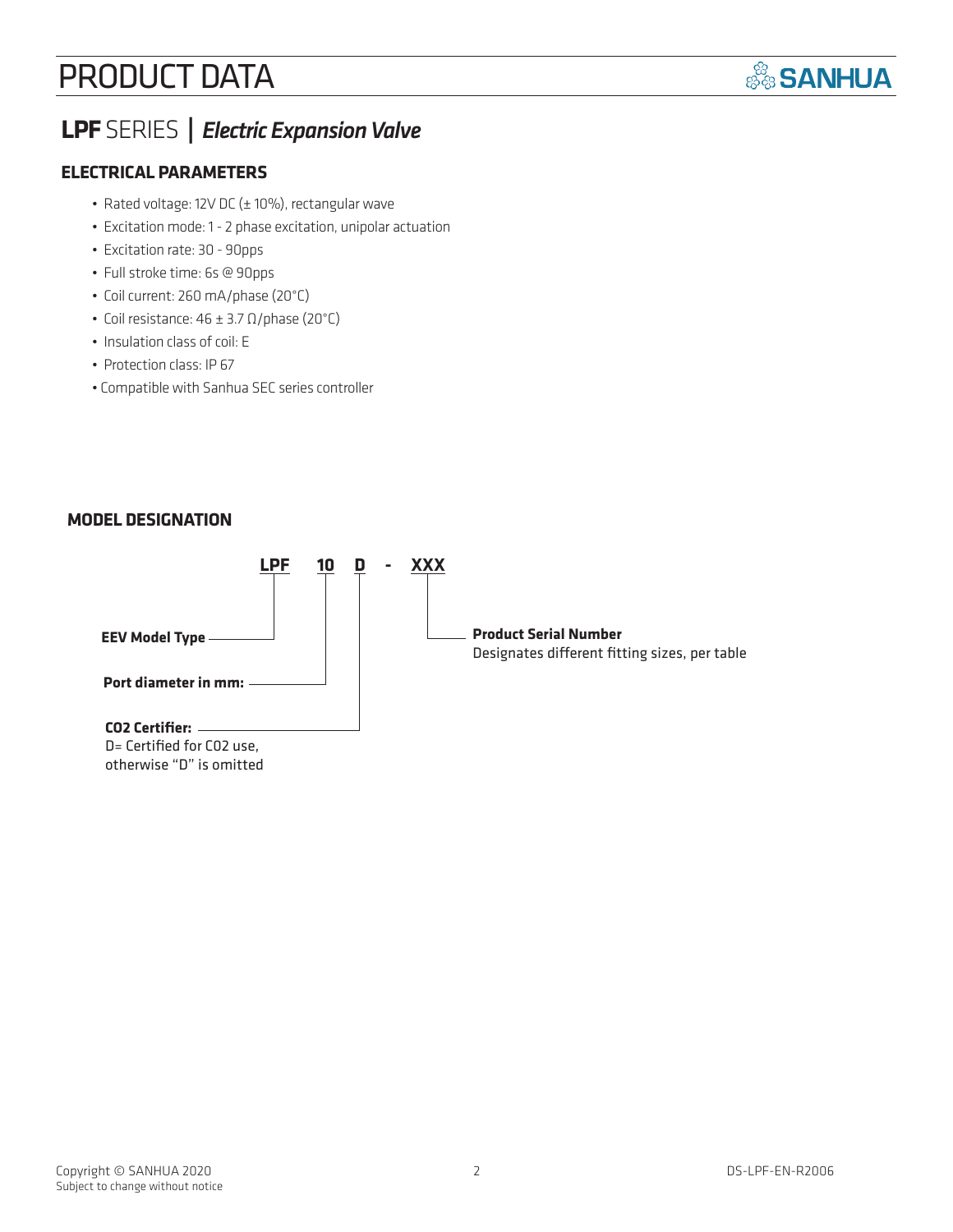# PRODUCT DATA

## **LPF** SERIES | *Electric Expansion Valve*

### ELECTRICAL PARAMETERS

- Rated voltage: 12V DC (± 10%), rectangular wave
- Excitation mode: 1 - 2 phase excitation, unipolar actuation
- Excitation rate: 30 - 90pps
- Full stroke time: 6s @ 90pps
- Coil current: 260 mA/phase (20°C)
- Coil resistance: 46 ± 3.7 Ω/phase (20°C)
- Insulation class of coil: E
- Protection class: IP 67
- Compatible with Sanhua SEC series controller

### MODEL DESIGNATION

**LPF 10 D - XXX**

- **LPF** — **EEV Model Type**
- **10** — **Port diameter in mm:**
- **D** — **CO2 Certifier:** D= Certified for CO2 use, otherwise "D" is omitted
- **XXX** — **Product Serial Number** Designates different fitting sizes, per table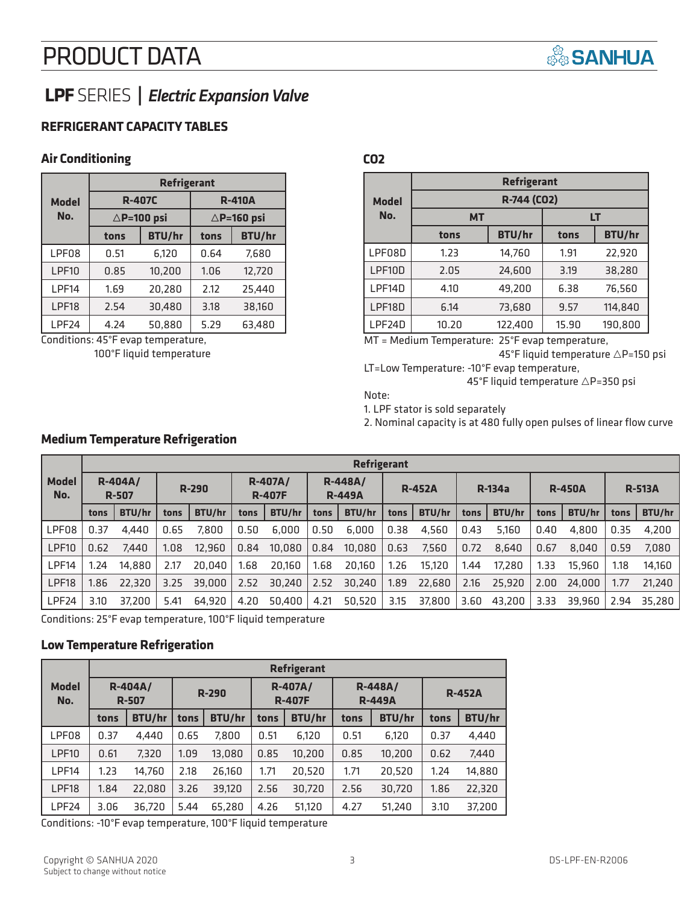# PRODUCT DATA

## LPF SERIES | *Electric Expansion Valve*

### REFRIGERANT CAPACITY TABLES

#### Air Conditioning

| Model No. | Refrigerant | | | |
|---|---|---|---|---|
| | R-407C | | R-410A | |
| | △P=100 psi | | △P=160 psi | |
| | tons | BTU/hr | tons | BTU/hr |
| LPF08 | 0.51 | 6,120 | 0.64 | 7,680 |
| LPF10 | 0.85 | 10,200 | 1.06 | 12,720 |
| LPF14 | 1.69 | 20,280 | 2.12 | 25,440 |
| LPF18 | 2.54 | 30,480 | 3.18 | 38,160 |
| LPF24 | 4.24 | 50,880 | 5.29 | 63,480 |

Conditions: 45°F evap temperature,
100°F liquid temperature

#### CO2

| Model No. | Refrigerant | | | |
|---|---|---|---|---|
| | R-744 (CO2) | | | |
| | MT | | LT | |
| | tons | BTU/hr | tons | BTU/hr |
| LPF08D | 1.23 | 14,760 | 1.91 | 22,920 |
| LPF10D | 2.05 | 24,600 | 3.19 | 38,280 |
| LPF14D | 4.10 | 49,200 | 6.38 | 76,560 |
| LPF18D | 6.14 | 73,680 | 9.57 | 114,840 |
| LPF24D | 10.20 | 122,400 | 15.90 | 190,800 |

MT = Medium Temperature: 25°F evap temperature,
45°F liquid temperature △P=150 psi

LT=Low Temperature: -10°F evap temperature,
45°F liquid temperature △P=350 psi

Note:

1. LPF stator is sold separately
2. Nominal capacity is at 480 fully open pulses of linear flow curve

#### Medium Temperature Refrigeration

| Model No. | Refrigerant | | | | | | | | | | | | | | | |
|---|---|---|---|---|---|---|---|---|---|---|---|---|---|---|---|---|
| | R-404A/ R-507 | | R-290 | | R-407A/ R-407F | | R-448A/ R-449A | | R-452A | | R-134a | | R-450A | | R-513A | |
| | tons | BTU/hr | tons | BTU/hr | tons | BTU/hr | tons | BTU/hr | tons | BTU/hr | tons | BTU/hr | tons | BTU/hr | tons | BTU/hr |
| LPF08 | 0.37 | 4,440 | 0.65 | 7,800 | 0.50 | 6,000 | 0.50 | 6,000 | 0.38 | 4,560 | 0.43 | 5,160 | 0.40 | 4,800 | 0.35 | 4,200 |
| LPF10 | 0.62 | 7,440 | 1.08 | 12,960 | 0.84 | 10,080 | 0.84 | 10,080 | 0.63 | 7,560 | 0.72 | 8,640 | 0.67 | 8,040 | 0.59 | 7,080 |
| LPF14 | 1.24 | 14,880 | 2.17 | 20,040 | 1.68 | 20,160 | 1.68 | 20,160 | 1.26 | 15,120 | 1.44 | 17,280 | 1.33 | 15,960 | 1.18 | 14,160 |
| LPF18 | 1.86 | 22,320 | 3.25 | 39,000 | 2.52 | 30,240 | 2.52 | 30,240 | 1.89 | 22,680 | 2.16 | 25,920 | 2.00 | 24,000 | 1.77 | 21,240 |
| LPF24 | 3.10 | 37,200 | 5.41 | 64,920 | 4.20 | 50,400 | 4.21 | 50,520 | 3.15 | 37,800 | 3.60 | 43,200 | 3.33 | 39,960 | 2.94 | 35,280 |

Conditions: 25°F evap temperature, 100°F liquid temperature

#### Low Temperature Refrigeration

| Model No. | Refrigerant | | | | | | | | | |
|---|---|---|---|---|---|---|---|---|---|---|
| | R-404A/ R-507 | | R-290 | | R-407A/ R-407F | | R-448A/ R-449A | | R-452A | |
| | tons | BTU/hr | tons | BTU/hr | tons | BTU/hr | tons | BTU/hr | tons | BTU/hr |
| LPF08 | 0.37 | 4,440 | 0.65 | 7,800 | 0.51 | 6,120 | 0.51 | 6,120 | 0.37 | 4,440 |
| LPF10 | 0.61 | 7,320 | 1.09 | 13,080 | 0.85 | 10,200 | 0.85 | 10,200 | 0.62 | 7,440 |
| LPF14 | 1.23 | 14,760 | 2.18 | 26,160 | 1.71 | 20,520 | 1.71 | 20,520 | 1.24 | 14,880 |
| LPF18 | 1.84 | 22,080 | 3.26 | 39,120 | 2.56 | 30,720 | 2.56 | 30,720 | 1.86 | 22,320 |
| LPF24 | 3.06 | 36,720 | 5.44 | 65,280 | 4.26 | 51,120 | 4.27 | 51,240 | 3.10 | 37,200 |

Conditions: -10°F evap temperature, 100°F liquid temperature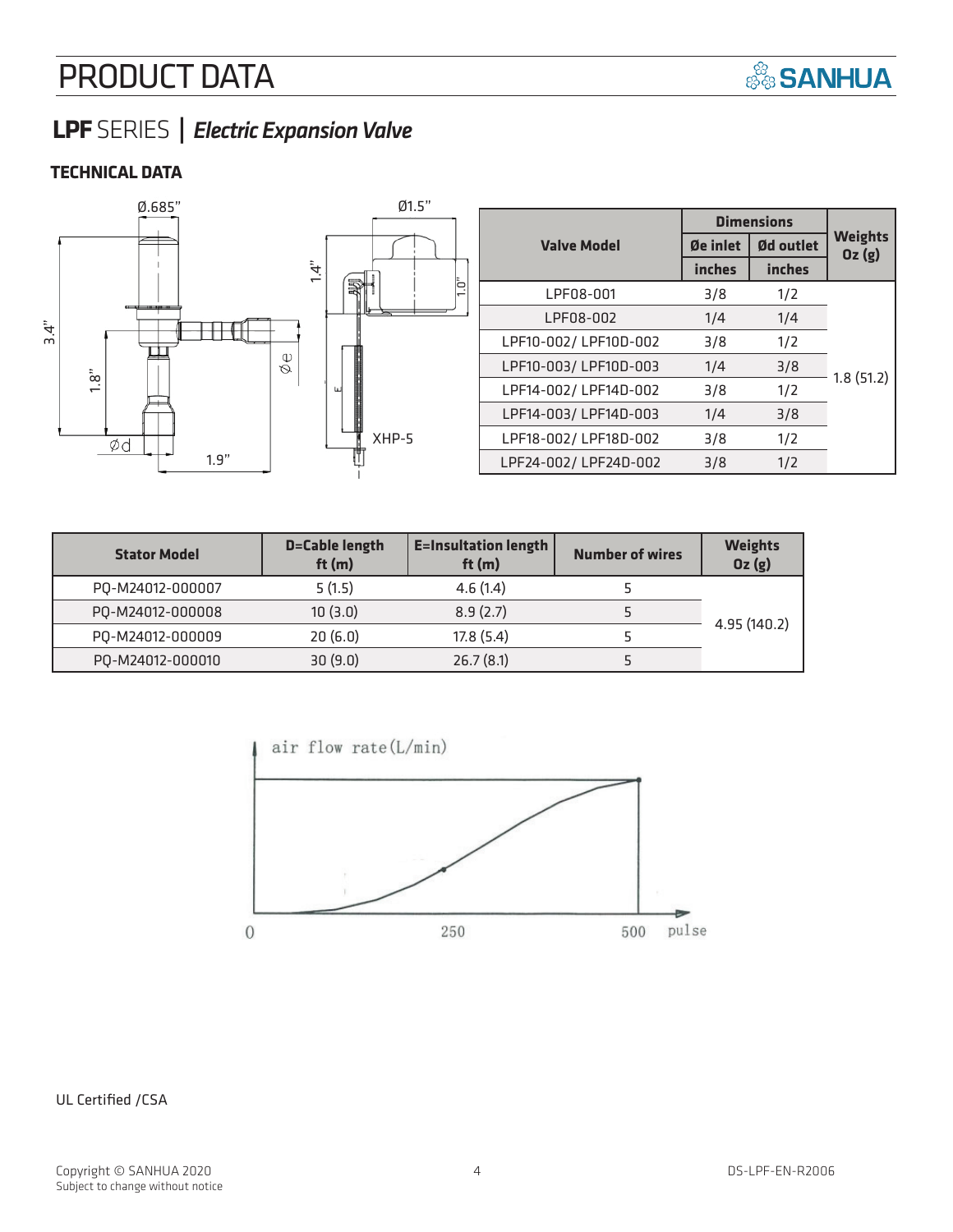# PRODUCT DATA

## **LPF** SERIES | *Electric Expansion Valve*

### TECHNICAL DATA

Ø.685"

Ø1.5"

1.4"

1.0"

3.4"

1.8"

Øe

Ød

1.9"

E

XHP-5

| Valve Model | Dimensions | | Weights Oz (g) |
|---|---|---|---|
| | Øe inlet inches | Ød outlet inches | |
| LPF08-001 | 3/8 | 1/2 | 1.8 (51.2) |
| LPF08-002 | 1/4 | 1/4 | |
| LPF10-002/ LPF10D-002 | 3/8 | 1/2 | |
| LPF10-003/ LPF10D-003 | 1/4 | 3/8 | |
| LPF14-002/ LPF14D-002 | 3/8 | 1/2 | |
| LPF14-003/ LPF14D-003 | 1/4 | 3/8 | |
| LPF18-002/ LPF18D-002 | 3/8 | 1/2 | |
| LPF24-002/ LPF24D-002 | 3/8 | 1/2 | |

| Stator Model | D=Cable length ft (m) | E=Insultation length ft (m) | Number of wires | Weights Oz (g) |
|---|---|---|---|---|
| PQ-M24012-000007 | 5 (1.5) | 4.6 (1.4) | 5 | 4.95 (140.2) |
| PQ-M24012-000008 | 10 (3.0) | 8.9 (2.7) | 5 | |
| PQ-M24012-000009 | 20 (6.0) | 17.8 (5.4) | 5 | |
| PQ-M24012-000010 | 30 (9.0) | 26.7 (8.1) | 5 | |

air flow rate(L/min)

0

250

500

pulse

UL Certified /CSA

Copyright © SANHUA 2020
Subject to change without notice

DS-LPF-EN-R2006